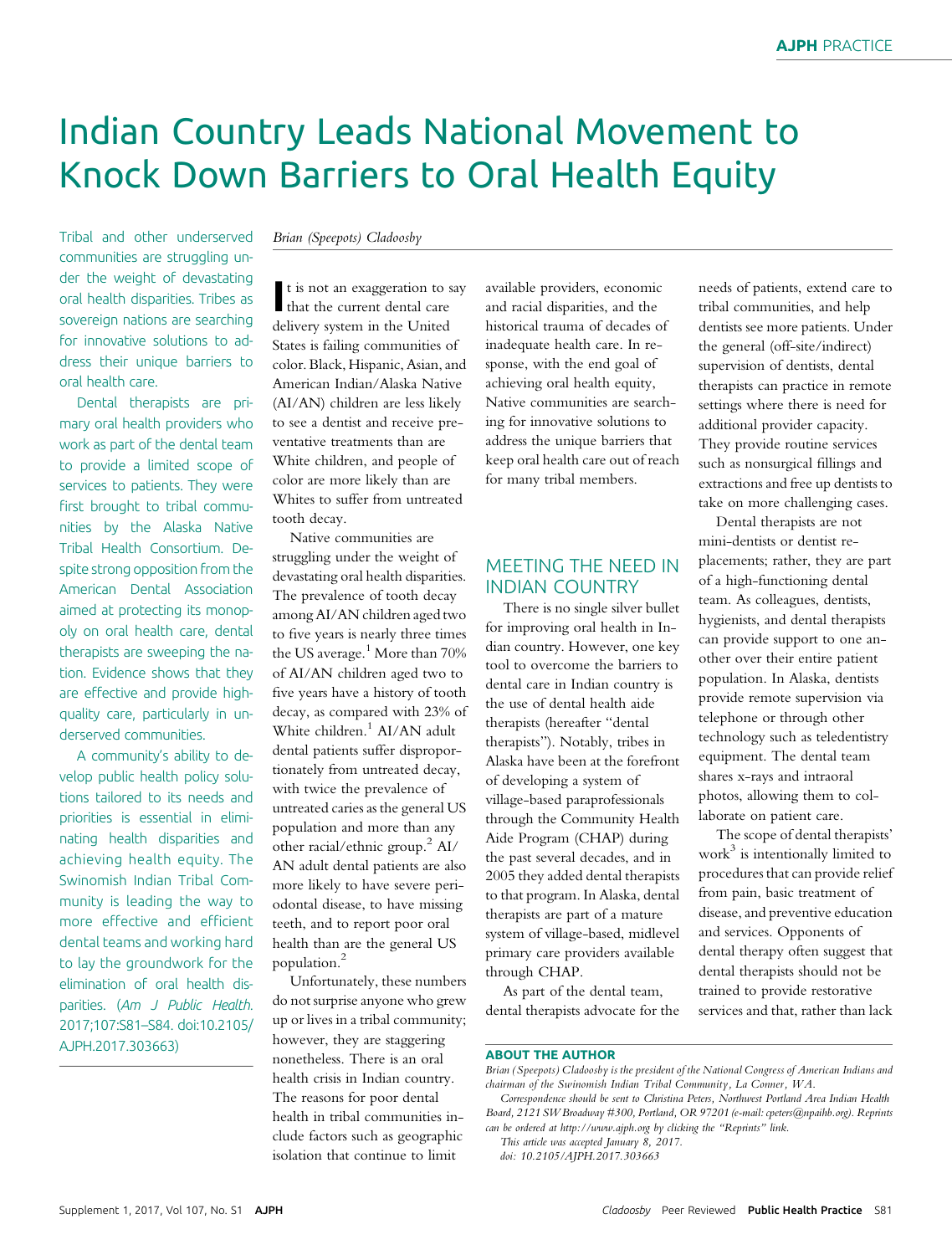# Indian Country Leads National Movement to Knock Down Barriers to Oral Health Equity

Tribal and other underserved communities are struggling under the weight of devastating oral health disparities. Tribes as sovereign nations are searching for innovative solutions to address their unique barriers to oral health care.

Dental therapists are primary oral health providers who work as part of the dental team to provide a limited scope of services to patients. They were first brought to tribal communities by the Alaska Native Tribal Health Consortium. Despite strong opposition from the American Dental Association aimed at protecting its monopoly on oral health care, dental therapists are sweeping the nation. Evidence shows that they are effective and provide high-quality care, particularly in underserved communities.

A community's ability to develop public health policy solutions tailored to its needs and priorities is essential in eliminating health disparities and achieving health equity. The Swinomish Indian Tribal Community is leading the way to more effective and efficient dental teams and working hard to lay the groundwork for the elimination of oral health disparities. (*Am J Public Health.* 2017;107:S81–S84. doi:10.2105/AJPH.2017.303663)

*Brian (Speepots) Cladoosby*

It is not an exaggeration to say that the current dental care delivery system in the United States is failing communities of color. Black, Hispanic, Asian, and American Indian/Alaska Native (AI/AN) children are less likely to see a dentist and receive preventative treatments than are White children, and people of color are more likely than are Whites to suffer from untreated tooth decay.

Native communities are struggling under the weight of devastating oral health disparities. The prevalence of tooth decay among AI/AN children aged two to five years is nearly three times the US average.[1] More than 70% of AI/AN children aged two to five years have a history of tooth decay, as compared with 23% of White children.[1] AI/AN adult dental patients suffer disproportionately from untreated decay, with twice the prevalence of untreated caries as the general US population and more than any other racial/ethnic group.[2] AI/AN adult dental patients are also more likely to have severe periodontal disease, to have missing teeth, and to report poor oral health than are the general US population.[2]

Unfortunately, these numbers do not surprise anyone who grew up or lives in a tribal community; however, they are staggering nonetheless. There is an oral health crisis in Indian country. The reasons for poor dental health in tribal communities include factors such as geographic isolation that continue to limit available providers, economic and racial disparities, and the historical trauma of decades of inadequate health care. In response, with the end goal of achieving oral health equity, Native communities are searching for innovative solutions to address the unique barriers that keep oral health care out of reach for many tribal members.

## MEETING THE NEED IN INDIAN COUNTRY

There is no single silver bullet for improving oral health in Indian country. However, one key tool to overcome the barriers to dental care in Indian country is the use of dental health aide therapists (hereafter "dental therapists"). Notably, tribes in Alaska have been at the forefront of developing a system of village-based paraprofessionals through the Community Health Aide Program (CHAP) during the past several decades, and in 2005 they added dental therapists to that program. In Alaska, dental therapists are part of a mature system of village-based, midlevel primary care providers available through CHAP.

As part of the dental team, dental therapists advocate for the needs of patients, extend care to tribal communities, and help dentists see more patients. Under the general (off-site/indirect) supervision of dentists, dental therapists can practice in remote settings where there is need for additional provider capacity. They provide routine services such as nonsurgical fillings and extractions and free up dentists to take on more challenging cases.

Dental therapists are not mini-dentists or dentist replacements; rather, they are part of a high-functioning dental team. As colleagues, dentists, hygienists, and dental therapists can provide support to one another over their entire patient population. In Alaska, dentists provide remote supervision via telephone or through other technology such as teledentistry equipment. The dental team shares x-rays and intraoral photos, allowing them to collaborate on patient care.

The scope of dental therapists' work[3] is intentionally limited to procedures that can provide relief from pain, basic treatment of disease, and preventive education and services. Opponents of dental therapy often suggest that dental therapists should not be trained to provide restorative services and that, rather than lack

**ABOUT THE AUTHOR**

*Brian (Speepots) Cladoosby is the president of the National Congress of American Indians and chairman of the Swinomish Indian Tribal Community, La Conner, WA.*

*Correspondence should be sent to Christina Peters, Northwest Portland Area Indian Health Board, 2121 SW Broadway #300, Portland, OR 97201 (e-mail: cpeters@npaihb.org). Reprints can be ordered at http://www.ajph.org by clicking the "Reprints" link.*

*This article was accepted January 8, 2017.*

*doi: 10.2105/AJPH.2017.303663*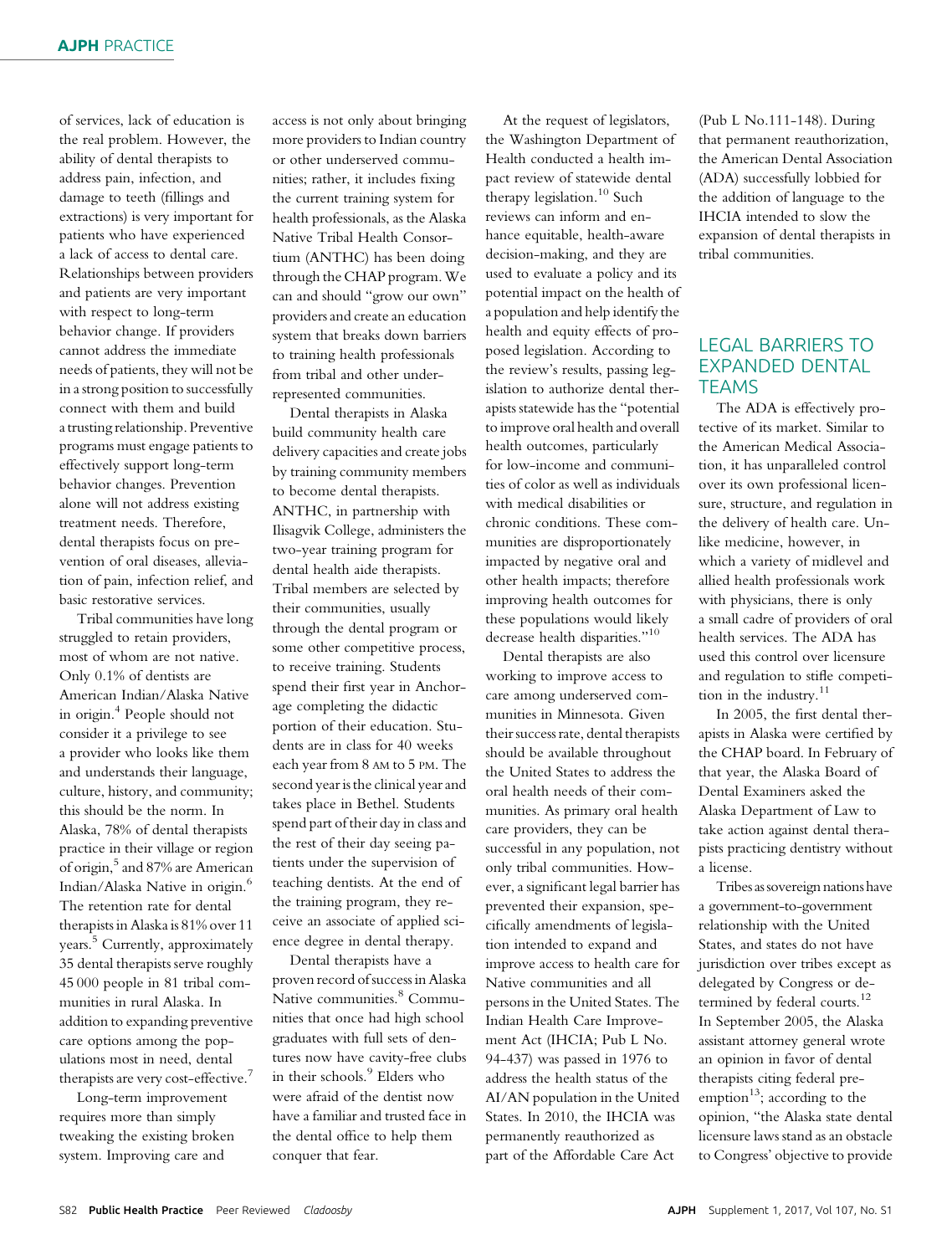of services, lack of education is the real problem. However, the ability of dental therapists to address pain, infection, and damage to teeth (fillings and extractions) is very important for patients who have experienced a lack of access to dental care. Relationships between providers and patients are very important with respect to long-term behavior change. If providers cannot address the immediate needs of patients, they will not be in a strong position to successfully connect with them and build a trusting relationship. Preventive programs must engage patients to effectively support long-term behavior changes. Prevention alone will not address existing treatment needs. Therefore, dental therapists focus on prevention of oral diseases, alleviation of pain, infection relief, and basic restorative services.

Tribal communities have long struggled to retain providers, most of whom are not native. Only 0.1% of dentists are American Indian/Alaska Native in origin.[4] People should not consider it a privilege to see a provider who looks like them and understands their language, culture, history, and community; this should be the norm. In Alaska, 78% of dental therapists practice in their village or region of origin,[5] and 87% are American Indian/Alaska Native in origin.[6] The retention rate for dental therapists in Alaska is 81% over 11 years.[5] Currently, approximately 35 dental therapists serve roughly 45 000 people in 81 tribal communities in rural Alaska. In addition to expanding preventive care options among the populations most in need, dental therapists are very cost-effective.[7]

Long-term improvement requires more than simply tweaking the existing broken system. Improving care and access is not only about bringing more providers to Indian country or other underserved communities; rather, it includes fixing the current training system for health professionals, as the Alaska Native Tribal Health Consortium (ANTHC) has been doing through the CHAP program. We can and should "grow our own" providers and create an education system that breaks down barriers to training health professionals from tribal and other underrepresented communities.

Dental therapists in Alaska build community health care delivery capacities and create jobs by training community members to become dental therapists. ANTHC, in partnership with Ilisagvik College, administers the two-year training program for dental health aide therapists. Tribal members are selected by their communities, usually through the dental program or some other competitive process, to receive training. Students spend their first year in Anchorage completing the didactic portion of their education. Students are in class for 40 weeks each year from 8 AM to 5 PM. The second year is the clinical year and takes place in Bethel. Students spend part of their day in class and the rest of their day seeing patients under the supervision of teaching dentists. At the end of the training program, they receive an associate of applied science degree in dental therapy.

Dental therapists have a proven record of success in Alaska Native communities.[8] Communities that once had high school graduates with full sets of dentures now have cavity-free clubs in their schools.[9] Elders who were afraid of the dentist now have a familiar and trusted face in the dental office to help them conquer that fear.

At the request of legislators, the Washington Department of Health conducted a health impact review of statewide dental therapy legislation.[10] Such reviews can inform and enhance equitable, health-aware decision-making, and they are used to evaluate a policy and its potential impact on the health of a population and help identify the health and equity effects of proposed legislation. According to the review's results, passing legislation to authorize dental therapists statewide has the "potential to improve oral health and overall health outcomes, particularly for low-income and communities of color as well as individuals with medical disabilities or chronic conditions. These communities are disproportionately impacted by negative oral and other health impacts; therefore improving health outcomes for these populations would likely decrease health disparities."[10]

Dental therapists are also working to improve access to care among underserved communities in Minnesota. Given their success rate, dental therapists should be available throughout the United States to address the oral health needs of their communities. As primary oral health care providers, they can be successful in any population, not only tribal communities. However, a significant legal barrier has prevented their expansion, specifically amendments of legislation intended to expand and improve access to health care for Native communities and all persons in the United States. The Indian Health Care Improvement Act (IHCIA; Pub L No. 94-437) was passed in 1976 to address the health status of the AI/AN population in the United States. In 2010, the IHCIA was permanently reauthorized as part of the Affordable Care Act (Pub L No.111-148). During that permanent reauthorization, the American Dental Association (ADA) successfully lobbied for the addition of language to the IHCIA intended to slow the expansion of dental therapists in tribal communities.

## LEGAL BARRIERS TO EXPANDED DENTAL TEAMS

The ADA is effectively protective of its market. Similar to the American Medical Association, it has unparalleled control over its own professional licensure, structure, and regulation in the delivery of health care. Unlike medicine, however, in which a variety of midlevel and allied health professionals work with physicians, there is only a small cadre of providers of oral health services. The ADA has used this control over licensure and regulation to stifle competition in the industry.[11]

In 2005, the first dental therapists in Alaska were certified by the CHAP board. In February of that year, the Alaska Board of Dental Examiners asked the Alaska Department of Law to take action against dental therapists practicing dentistry without a license.

Tribes as sovereign nations have a government-to-government relationship with the United States, and states do not have jurisdiction over tribes except as delegated by Congress or determined by federal courts.[12] In September 2005, the Alaska assistant attorney general wrote an opinion in favor of dental therapists citing federal preemption[13]; according to the opinion, "the Alaska state dental licensure laws stand as an obstacle to Congress' objective to provide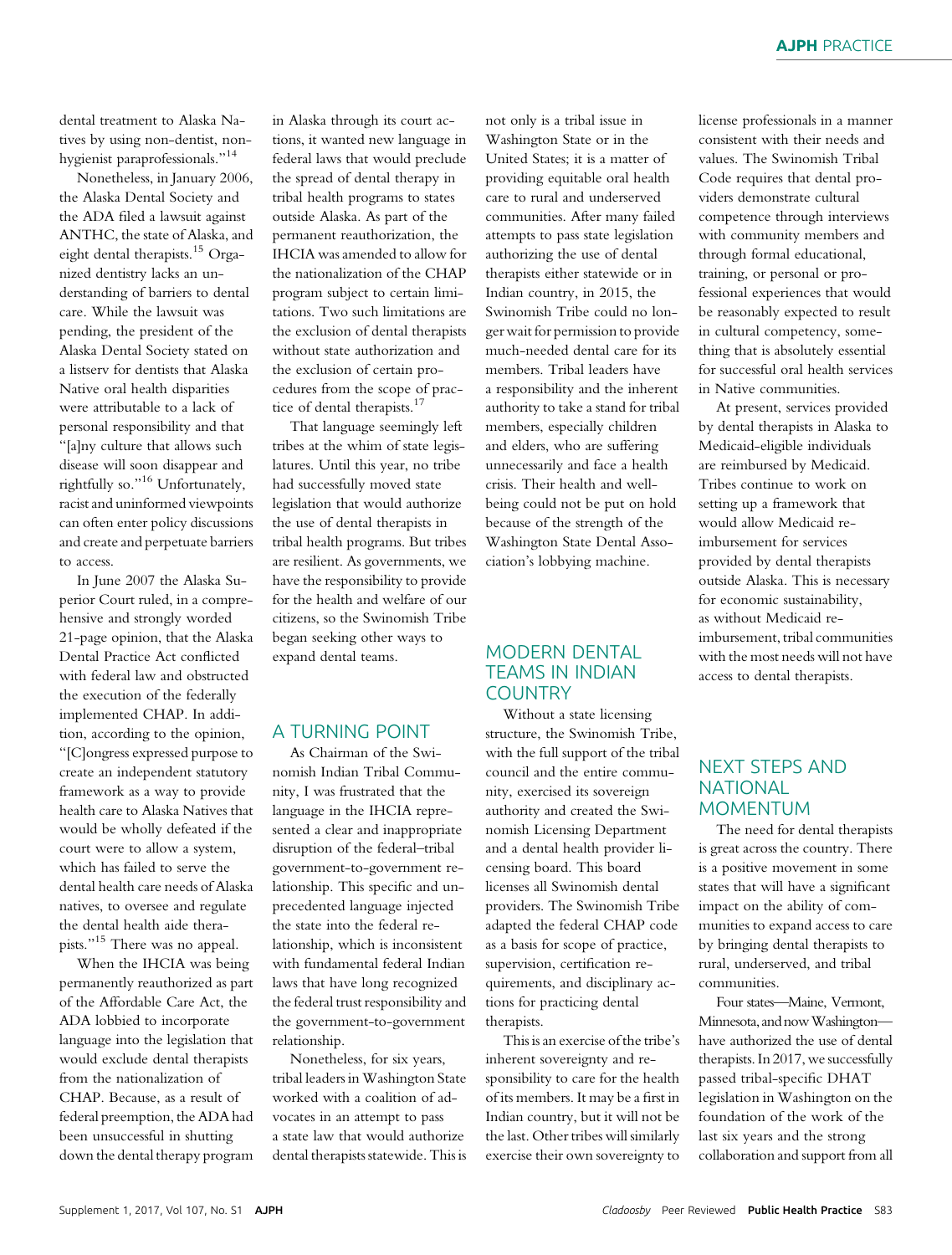dental treatment to Alaska Natives by using non-dentist, non-hygienist paraprofessionals."[14]

Nonetheless, in January 2006, the Alaska Dental Society and the ADA filed a lawsuit against ANTHC, the state of Alaska, and eight dental therapists.[15] Organized dentistry lacks an understanding of barriers to dental care. While the lawsuit was pending, the president of the Alaska Dental Society stated on a listserv for dentists that Alaska Native oral health disparities were attributable to a lack of personal responsibility and that "[a]ny culture that allows such disease will soon disappear and rightfully so."[16] Unfortunately, racist and uninformed viewpoints can often enter policy discussions and create and perpetuate barriers to access.

In June 2007 the Alaska Superior Court ruled, in a comprehensive and strongly worded 21-page opinion, that the Alaska Dental Practice Act conflicted with federal law and obstructed the execution of the federally implemented CHAP. In addition, according to the opinion, "[C]ongress expressed purpose to create an independent statutory framework as a way to provide health care to Alaska Natives that would be wholly defeated if the court were to allow a system, which has failed to serve the dental health care needs of Alaska natives, to oversee and regulate the dental health aide therapists."[15] There was no appeal.

When the IHCIA was being permanently reauthorized as part of the Affordable Care Act, the ADA lobbied to incorporate language into the legislation that would exclude dental therapists from the nationalization of CHAP. Because, as a result of federal preemption, the ADA had been unsuccessful in shutting down the dental therapy program in Alaska through its court actions, it wanted new language in federal laws that would preclude the spread of dental therapy in tribal health programs to states outside Alaska. As part of the permanent reauthorization, the IHCIA was amended to allow for the nationalization of the CHAP program subject to certain limitations. Two such limitations are the exclusion of dental therapists without state authorization and the exclusion of certain procedures from the scope of practice of dental therapists.[17]

That language seemingly left tribes at the whim of state legislatures. Until this year, no tribe had successfully moved state legislation that would authorize the use of dental therapists in tribal health programs. But tribes are resilient. As governments, we have the responsibility to provide for the health and welfare of our citizens, so the Swinomish Tribe began seeking other ways to expand dental teams.

## A TURNING POINT

As Chairman of the Swinomish Indian Tribal Community, I was frustrated that the language in the IHCIA represented a clear and inappropriate disruption of the federal–tribal government-to-government relationship. This specific and unprecedented language injected the state into the federal relationship, which is inconsistent with fundamental federal Indian laws that have long recognized the federal trust responsibility and the government-to-government relationship.

Nonetheless, for six years, tribal leaders in Washington State worked with a coalition of advocates in an attempt to pass a state law that would authorize dental therapists statewide. This is not only is a tribal issue in Washington State or in the United States; it is a matter of providing equitable oral health care to rural and underserved communities. After many failed attempts to pass state legislation authorizing the use of dental therapists either statewide or in Indian country, in 2015, the Swinomish Tribe could no longer wait for permission to provide much-needed dental care for its members. Tribal leaders have a responsibility and the inherent authority to take a stand for tribal members, especially children and elders, who are suffering unnecessarily and face a health crisis. Their health and well-being could not be put on hold because of the strength of the Washington State Dental Association's lobbying machine.

## MODERN DENTAL TEAMS IN INDIAN COUNTRY

Without a state licensing structure, the Swinomish Tribe, with the full support of the tribal council and the entire community, exercised its sovereign authority and created the Swinomish Licensing Department and a dental health provider licensing board. This board licenses all Swinomish dental providers. The Swinomish Tribe adapted the federal CHAP code as a basis for scope of practice, supervision, certification requirements, and disciplinary actions for practicing dental therapists.

This is an exercise of the tribe's inherent sovereignty and responsibility to care for the health of its members. It may be a first in Indian country, but it will not be the last. Other tribes will similarly exercise their own sovereignty to license professionals in a manner consistent with their needs and values. The Swinomish Tribal Code requires that dental providers demonstrate cultural competence through interviews with community members and through formal educational, training, or personal or professional experiences that would be reasonably expected to result in cultural competency, something that is absolutely essential for successful oral health services in Native communities.

At present, services provided by dental therapists in Alaska to Medicaid-eligible individuals are reimbursed by Medicaid. Tribes continue to work on setting up a framework that would allow Medicaid reimbursement for services provided by dental therapists outside Alaska. This is necessary for economic sustainability, as without Medicaid reimbursement, tribal communities with the most needs will not have access to dental therapists.

## NEXT STEPS AND NATIONAL MOMENTUM

The need for dental therapists is great across the country. There is a positive movement in some states that will have a significant impact on the ability of communities to expand access to care by bringing dental therapists to rural, underserved, and tribal communities.

Four states—Maine, Vermont, Minnesota, and now Washington—have authorized the use of dental therapists. In 2017, we successfully passed tribal-specific DHAT legislation in Washington on the foundation of the work of the last six years and the strong collaboration and support from all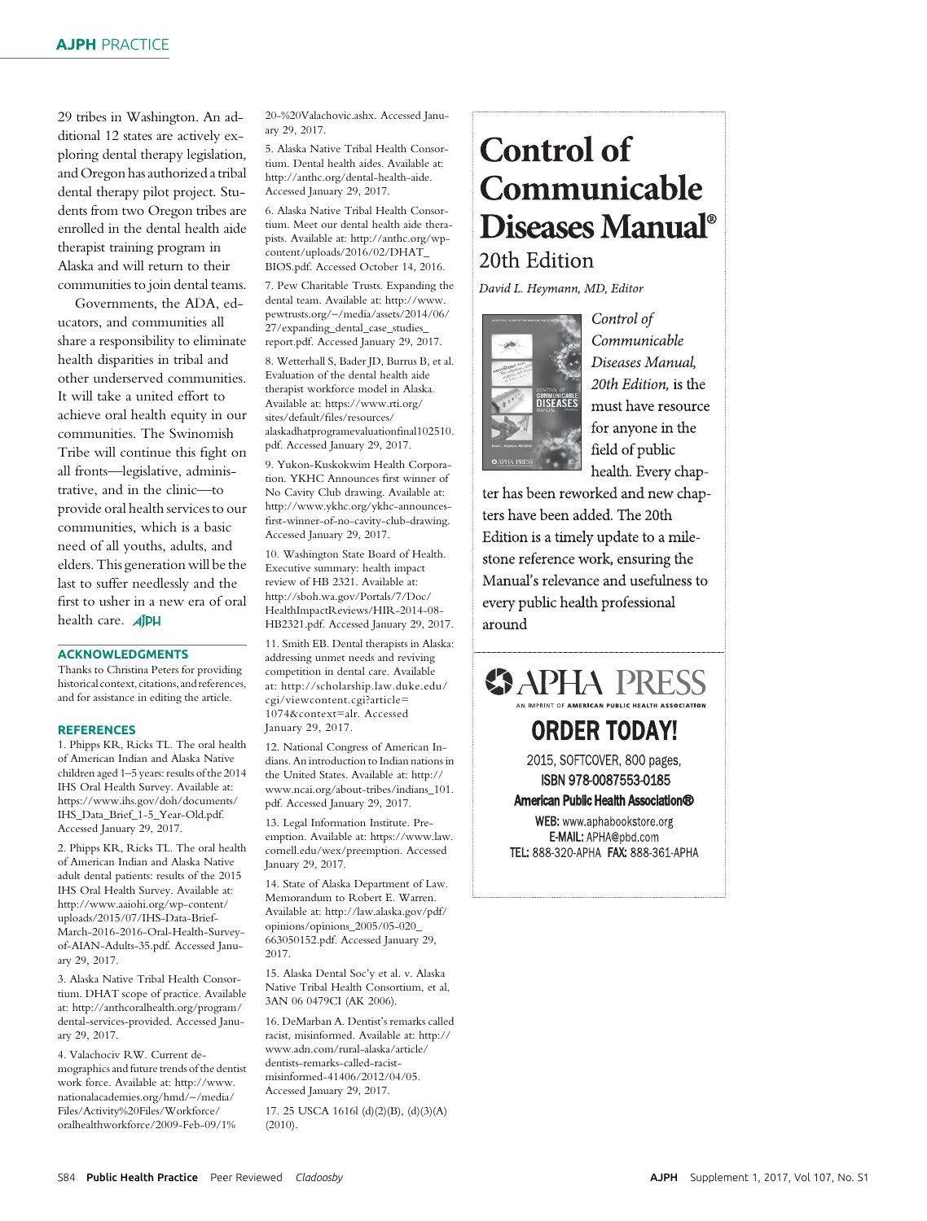29 tribes in Washington. An additional 12 states are actively exploring dental therapy legislation, and Oregon has authorized a tribal dental therapy pilot project. Students from two Oregon tribes are enrolled in the dental health aide therapist training program in Alaska and will return to their communities to join dental teams.

Governments, the ADA, educators, and communities all share a responsibility to eliminate health disparities in tribal and other underserved communities. It will take a united effort to achieve oral health equity in our communities. The Swinomish Tribe will continue this fight on all fronts—legislative, administrative, and in the clinic—to provide oral health services to our communities, which is a basic need of all youths, adults, and elders. This generation will be the last to suffer needlessly and the first to usher in a new era of oral health care.

## ACKNOWLEDGMENTS

Thanks to Christina Peters for providing historical context, citations, and references, and for assistance in editing the article.

## REFERENCES

1. Phipps KR, Ricks TL. The oral health of American Indian and Alaska Native children aged 1–5 years: results of the 2014 IHS Oral Health Survey. Available at: https://www.ihs.gov/doh/documents/IHS_Data_Brief_1-5_Year-Old.pdf. Accessed January 29, 2017.

2. Phipps KR, Ricks TL. The oral health of American Indian and Alaska Native adult dental patients: results of the 2015 IHS Oral Health Survey. Available at: http://www.aaiohi.org/wp-content/uploads/2015/07/IHS-Data-Brief-March-2016-2016-Oral-Health-Survey-of-AIAN-Adults-35.pdf. Accessed January 29, 2017.

3. Alaska Native Tribal Health Consortium. DHAT scope of practice. Available at: http://anthcoralhealth.org/program/dental-services-provided. Accessed January 29, 2017.

4. Valachociv RW. Current demographics and future trends of the dentist work force. Available at: http://www.nationalacademies.org/hmd/~/media/Files/Activity%20Files/Workforce/oralhealthworkforce/2009-Feb-09/1%20-%20Valachovic.ashx. Accessed January 29, 2017.

5. Alaska Native Tribal Health Consortium. Dental health aides. Available at: http://anthc.org/dental-health-aide. Accessed January 29, 2017.

6. Alaska Native Tribal Health Consortium. Meet our dental health aide therapists. Available at: http://anthc.org/wp-content/uploads/2016/02/DHAT_BIOS.pdf. Accessed October 14, 2016.

7. Pew Charitable Trusts. Expanding the dental team. Available at: http://www.pewtrusts.org/~/media/assets/2014/06/27/expanding_dental_case_studies_report.pdf. Accessed January 29, 2017.

8. Wetterhall S, Bader JD, Burrus B, et al. Evaluation of the dental health aide therapist workforce model in Alaska. Available at: https://www.rti.org/sites/default/files/resources/alaskadhatprogramevaluationfinal102510.pdf. Accessed January 29, 2017.

9. Yukon-Kuskokwim Health Corporation. YKHC Announces first winner of No Cavity Club drawing. Available at: http://www.ykhc.org/ykhc-announces-first-winner-of-no-cavity-club-drawing. Accessed January 29, 2017.

10. Washington State Board of Health. Executive summary: health impact review of HB 2321. Available at: http://sboh.wa.gov/Portals/7/Doc/HealthImpactReviews/HIR-2014-08-HB2321.pdf. Accessed January 29, 2017.

11. Smith EB. Dental therapists in Alaska: addressing unmet needs and reviving competition in dental care. Available at: http://scholarship.law.duke.edu/cgi/viewcontent.cgi?article=1074&context=alr. Accessed January 29, 2017.

12. National Congress of American Indians. An introduction to Indian nations in the United States. Available at: http://www.ncai.org/about-tribes/indians_101.pdf. Accessed January 29, 2017.

13. Legal Information Institute. Preemption. Available at: https://www.law.cornell.edu/wex/preemption. Accessed January 29, 2017.

14. State of Alaska Department of Law. Memorandum to Robert E. Warren. Available at: http://law.alaska.gov/pdf/opinions/opinions_2005/05-020_663050152.pdf. Accessed January 29, 2017.

15. Alaska Dental Soc'y et al. v. Alaska Native Tribal Health Consortium, et al, 3AN 06 0479CI (AK 2006).

16. DeMarban A. Dentist's remarks called racist, misinformed. Available at: http://www.adn.com/rural-alaska/article/dentists-remarks-called-racist-misinformed-41406/2012/04/05. Accessed January 29, 2017.

17. 25 USCA 1616l (d)(2)(B), (d)(3)(A) (2010).

# Control of Communicable Diseases Manual®

## 20th Edition

*David L. Heymann, MD, Editor*

*Control of Communicable Diseases Manual, 20th Edition,* is the must have resource for anyone in the field of public health. Every chapter has been reworked and new chapters have been added. The 20th Edition is a timely update to a milestone reference work, ensuring the Manual's relevance and usefulness to every public health professional around

APHA PRESS
AN IMPRINT OF AMERICAN PUBLIC HEALTH ASSOCIATION

**ORDER TODAY!**

2015, SOFTCOVER, 800 pages,
ISBN 978-0087553-0185
**American Public Health Association®**

**WEB:** www.aphabookstore.org
**E-MAIL:** APHA@pbd.com
**TEL:** 888-320-APHA **FAX:** 888-361-APHA